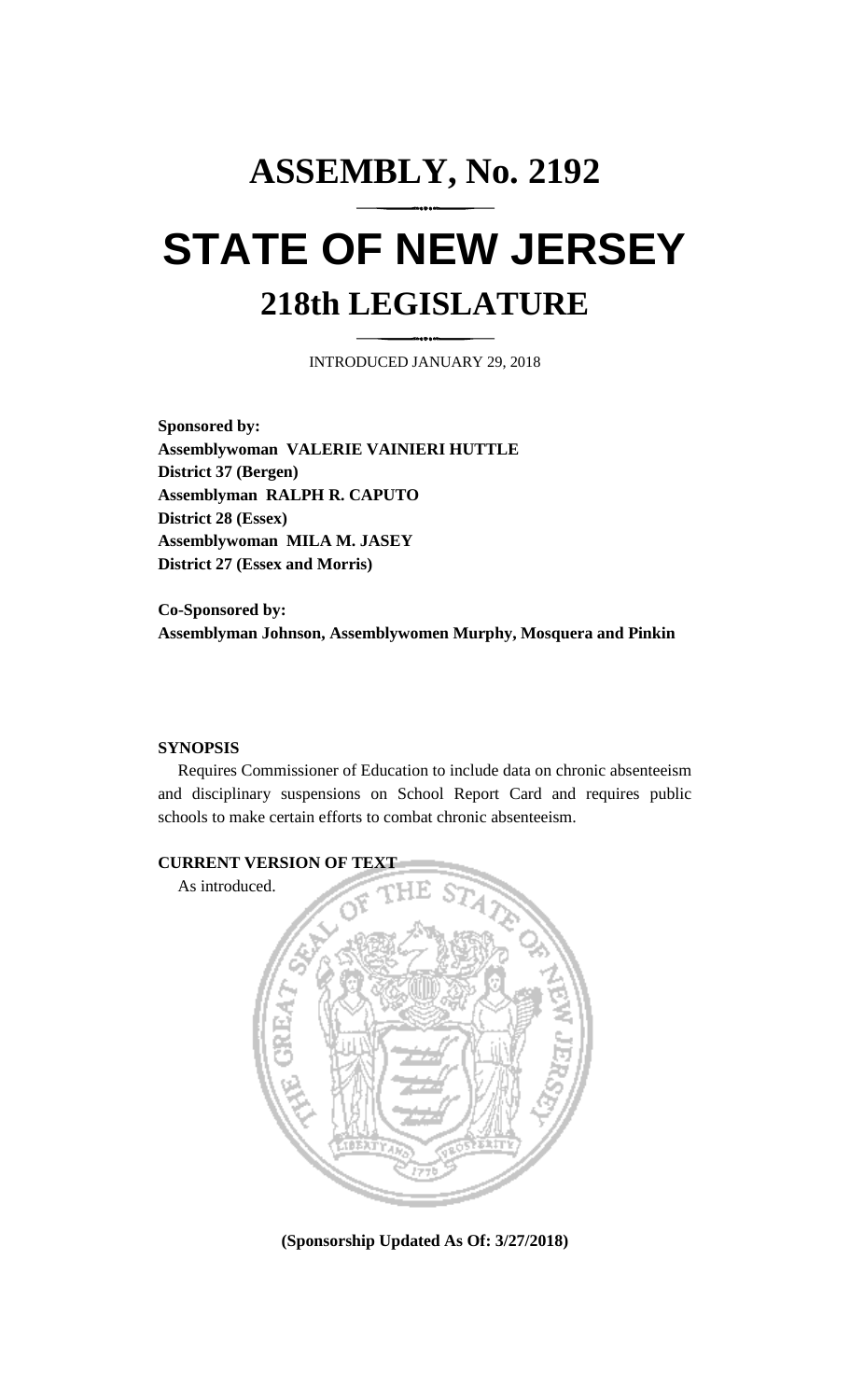# ASSEMBLY, No. 2192

# STATE OF NEW JERSEY

## 218th LEGISLATURE

INTRODUCED JANUARY 29, 2018

**Sponsored by:**
**Assemblywoman VALERIE VAINIERI HUTTLE**
**District 37 (Bergen)**
**Assemblyman RALPH R. CAPUTO**
**District 28 (Essex)**
**Assemblywoman MILA M. JASEY**
**District 27 (Essex and Morris)**

**Co-Sponsored by:**
**Assemblyman Johnson, Assemblywomen Murphy, Mosquera and Pinkin**

**SYNOPSIS**

Requires Commissioner of Education to include data on chronic absenteeism and disciplinary suspensions on School Report Card and requires public schools to make certain efforts to combat chronic absenteeism.

**CURRENT VERSION OF TEXT**

As introduced.

**(Sponsorship Updated As Of: 3/27/2018)**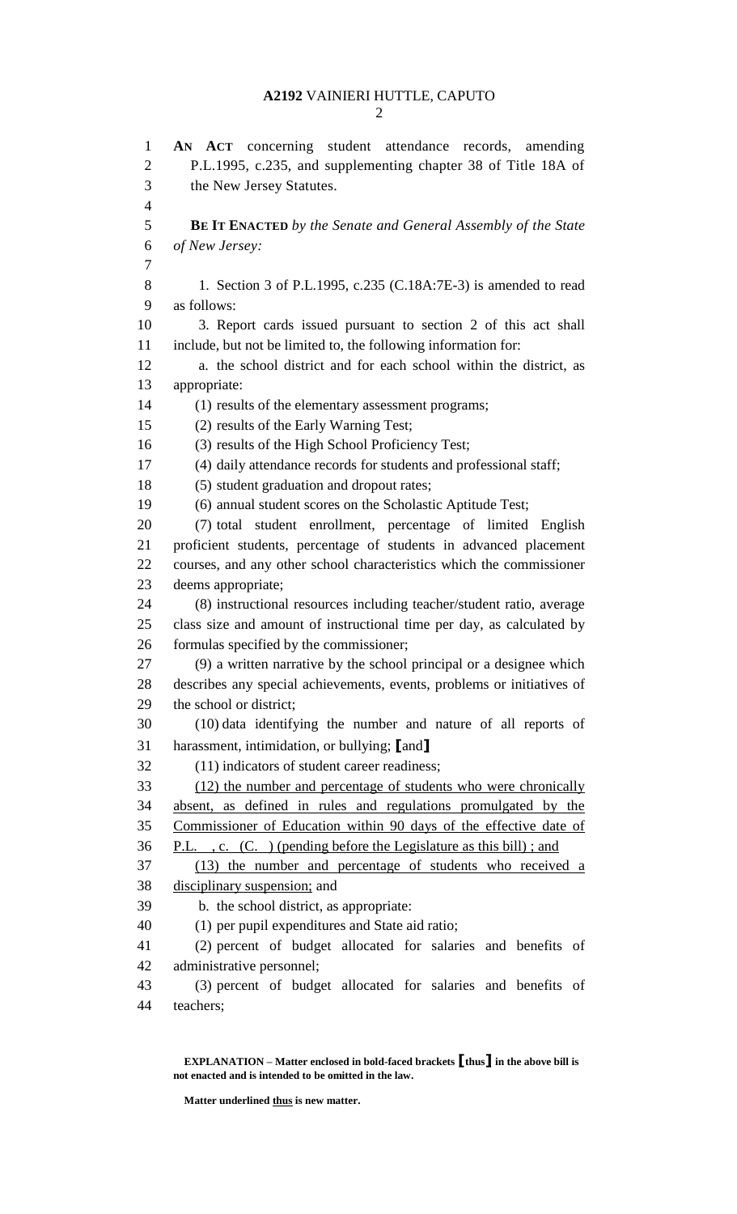AN ACT concerning student attendance records, amending P.L.1995, c.235, and supplementing chapter 38 of Title 18A of the New Jersey Statutes.

**BE IT ENACTED** *by the Senate and General Assembly of the State of New Jersey:*

1. Section 3 of P.L.1995, c.235 (C.18A:7E-3) is amended to read as follows:

3. Report cards issued pursuant to section 2 of this act shall include, but not be limited to, the following information for:

a. the school district and for each school within the district, as appropriate:

(1) results of the elementary assessment programs;

(2) results of the Early Warning Test;

(3) results of the High School Proficiency Test;

(4) daily attendance records for students and professional staff;

(5) student graduation and dropout rates;

(6) annual student scores on the Scholastic Aptitude Test;

(7) total student enrollment, percentage of limited English proficient students, percentage of students in advanced placement courses, and any other school characteristics which the commissioner deems appropriate;

(8) instructional resources including teacher/student ratio, average class size and amount of instructional time per day, as calculated by formulas specified by the commissioner;

(9) a written narrative by the school principal or a designee which describes any special achievements, events, problems or initiatives of the school or district;

(10) data identifying the number and nature of all reports of harassment, intimidation, or bullying; **[**and**]**

(11) indicators of student career readiness;

<u>(12) the number and percentage of students who were chronically absent, as defined in rules and regulations promulgated by the Commissioner of Education within 90 days of the effective date of P.L. , c. (C. ) (pending before the Legislature as this bill) ; and</u>

<u>(13) the number and percentage of students who received a disciplinary suspension;</u> and

b. the school district, as appropriate:

(1) per pupil expenditures and State aid ratio;

(2) percent of budget allocated for salaries and benefits of administrative personnel;

(3) percent of budget allocated for salaries and benefits of teachers;

**EXPLANATION – Matter enclosed in bold-faced brackets [thus] in the above bill is not enacted and is intended to be omitted in the law.**

**Matter underlined <u>thus</u> is new matter.**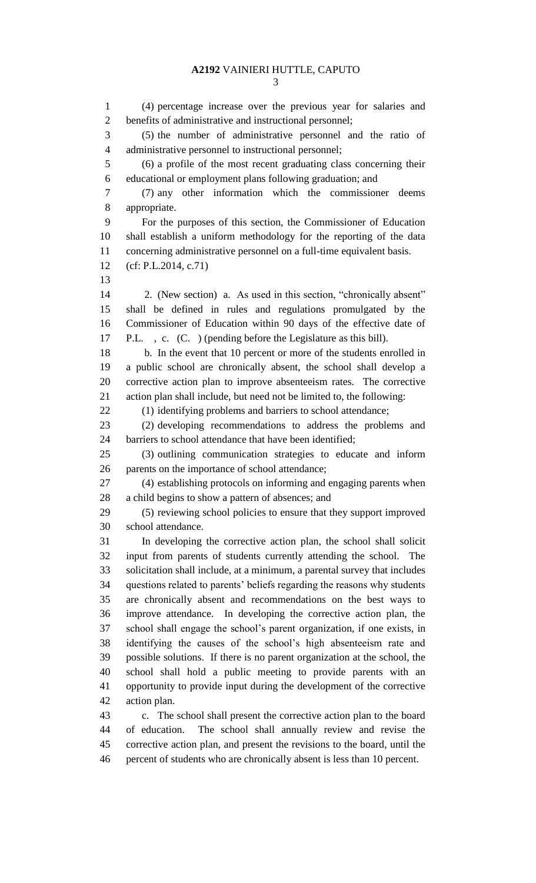(4) percentage increase over the previous year for salaries and benefits of administrative and instructional personnel;

(5) the number of administrative personnel and the ratio of administrative personnel to instructional personnel;

(6) a profile of the most recent graduating class concerning their educational or employment plans following graduation; and

(7) any other information which the commissioner deems appropriate.

For the purposes of this section, the Commissioner of Education shall establish a uniform methodology for the reporting of the data concerning administrative personnel on a full-time equivalent basis.

(cf: P.L.2014, c.71)

2. (New section) a. As used in this section, "chronically absent" shall be defined in rules and regulations promulgated by the Commissioner of Education within 90 days of the effective date of P.L. , c. (C. ) (pending before the Legislature as this bill).

b. In the event that 10 percent or more of the students enrolled in a public school are chronically absent, the school shall develop a corrective action plan to improve absenteeism rates. The corrective action plan shall include, but need not be limited to, the following:

(1) identifying problems and barriers to school attendance;

(2) developing recommendations to address the problems and barriers to school attendance that have been identified;

(3) outlining communication strategies to educate and inform parents on the importance of school attendance;

(4) establishing protocols on informing and engaging parents when a child begins to show a pattern of absences; and

(5) reviewing school policies to ensure that they support improved school attendance.

In developing the corrective action plan, the school shall solicit input from parents of students currently attending the school. The solicitation shall include, at a minimum, a parental survey that includes questions related to parents' beliefs regarding the reasons why students are chronically absent and recommendations on the best ways to improve attendance. In developing the corrective action plan, the school shall engage the school's parent organization, if one exists, in identifying the causes of the school's high absenteeism rate and possible solutions. If there is no parent organization at the school, the school shall hold a public meeting to provide parents with an opportunity to provide input during the development of the corrective action plan.

c. The school shall present the corrective action plan to the board of education. The school shall annually review and revise the corrective action plan, and present the revisions to the board, until the percent of students who are chronically absent is less than 10 percent.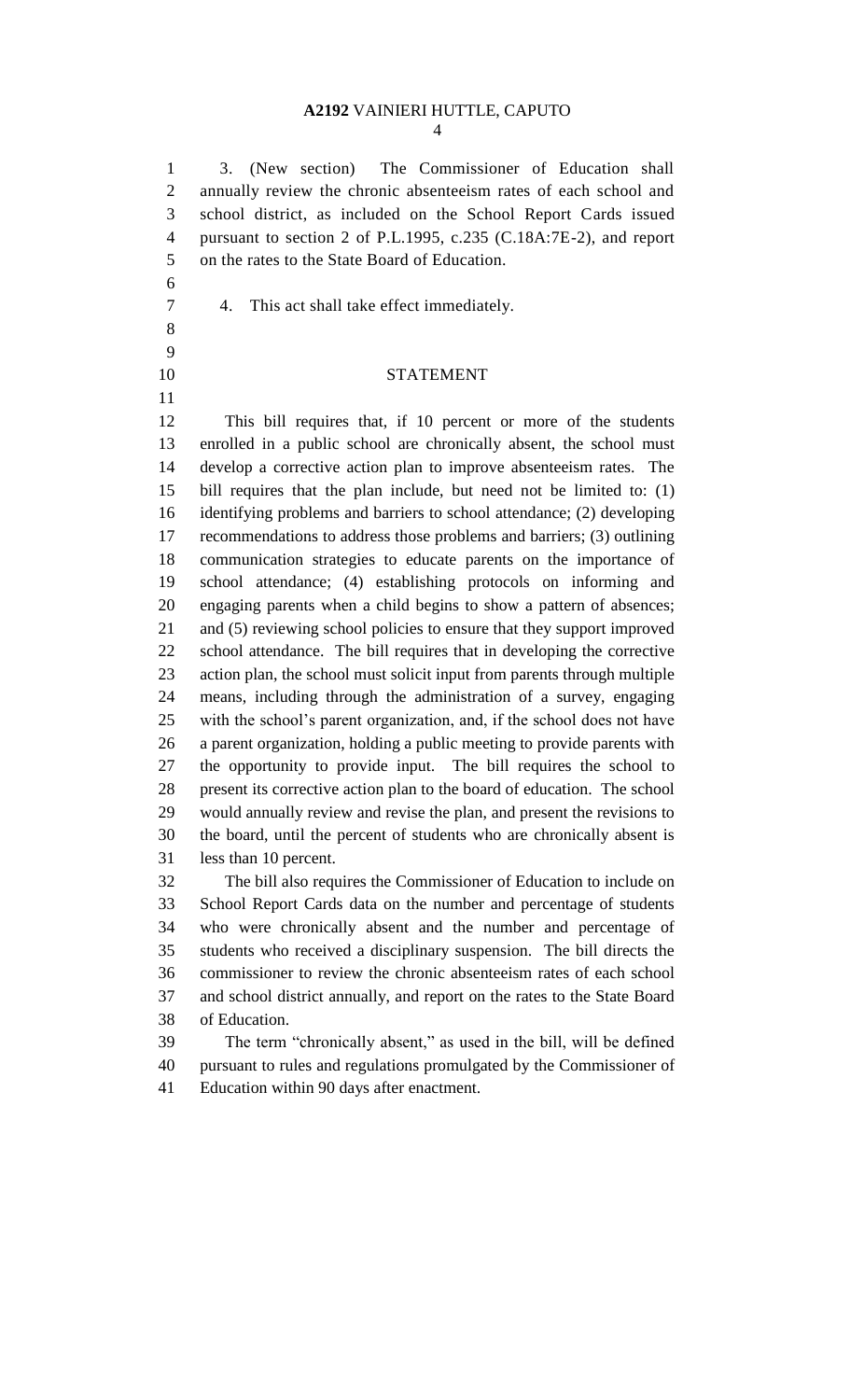3. (New section) The Commissioner of Education shall annually review the chronic absenteeism rates of each school and school district, as included on the School Report Cards issued pursuant to section 2 of P.L.1995, c.235 (C.18A:7E-2), and report on the rates to the State Board of Education.

4. This act shall take effect immediately.

## STATEMENT

This bill requires that, if 10 percent or more of the students enrolled in a public school are chronically absent, the school must develop a corrective action plan to improve absenteeism rates. The bill requires that the plan include, but need not be limited to: (1) identifying problems and barriers to school attendance; (2) developing recommendations to address those problems and barriers; (3) outlining communication strategies to educate parents on the importance of school attendance; (4) establishing protocols on informing and engaging parents when a child begins to show a pattern of absences; and (5) reviewing school policies to ensure that they support improved school attendance. The bill requires that in developing the corrective action plan, the school must solicit input from parents through multiple means, including through the administration of a survey, engaging with the school's parent organization, and, if the school does not have a parent organization, holding a public meeting to provide parents with the opportunity to provide input. The bill requires the school to present its corrective action plan to the board of education. The school would annually review and revise the plan, and present the revisions to the board, until the percent of students who are chronically absent is less than 10 percent.

The bill also requires the Commissioner of Education to include on School Report Cards data on the number and percentage of students who were chronically absent and the number and percentage of students who received a disciplinary suspension. The bill directs the commissioner to review the chronic absenteeism rates of each school and school district annually, and report on the rates to the State Board of Education.

The term "chronically absent," as used in the bill, will be defined pursuant to rules and regulations promulgated by the Commissioner of Education within 90 days after enactment.